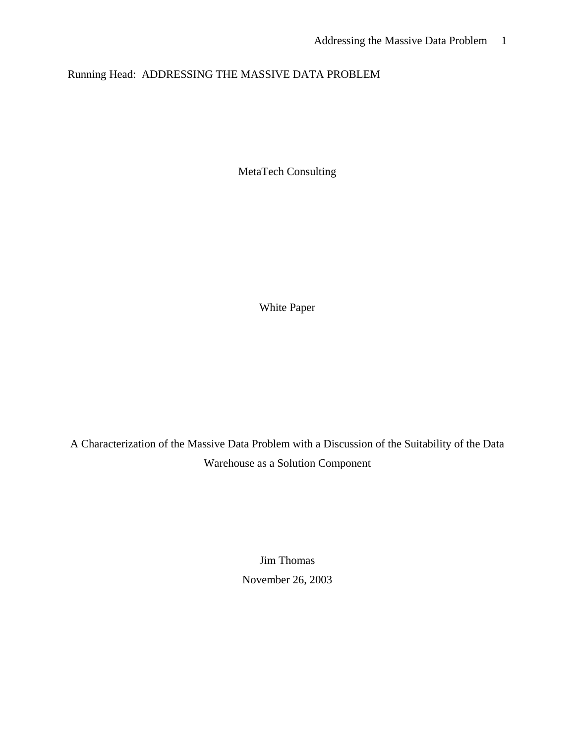Running Head: ADDRESSING THE MASSIVE DATA PROBLEM

MetaTech Consulting

White Paper

# A Characterization of the Massive Data Problem with a Discussion of the Suitability of the Data Warehouse as a Solution Component

Jim Thomas

November 26, 2003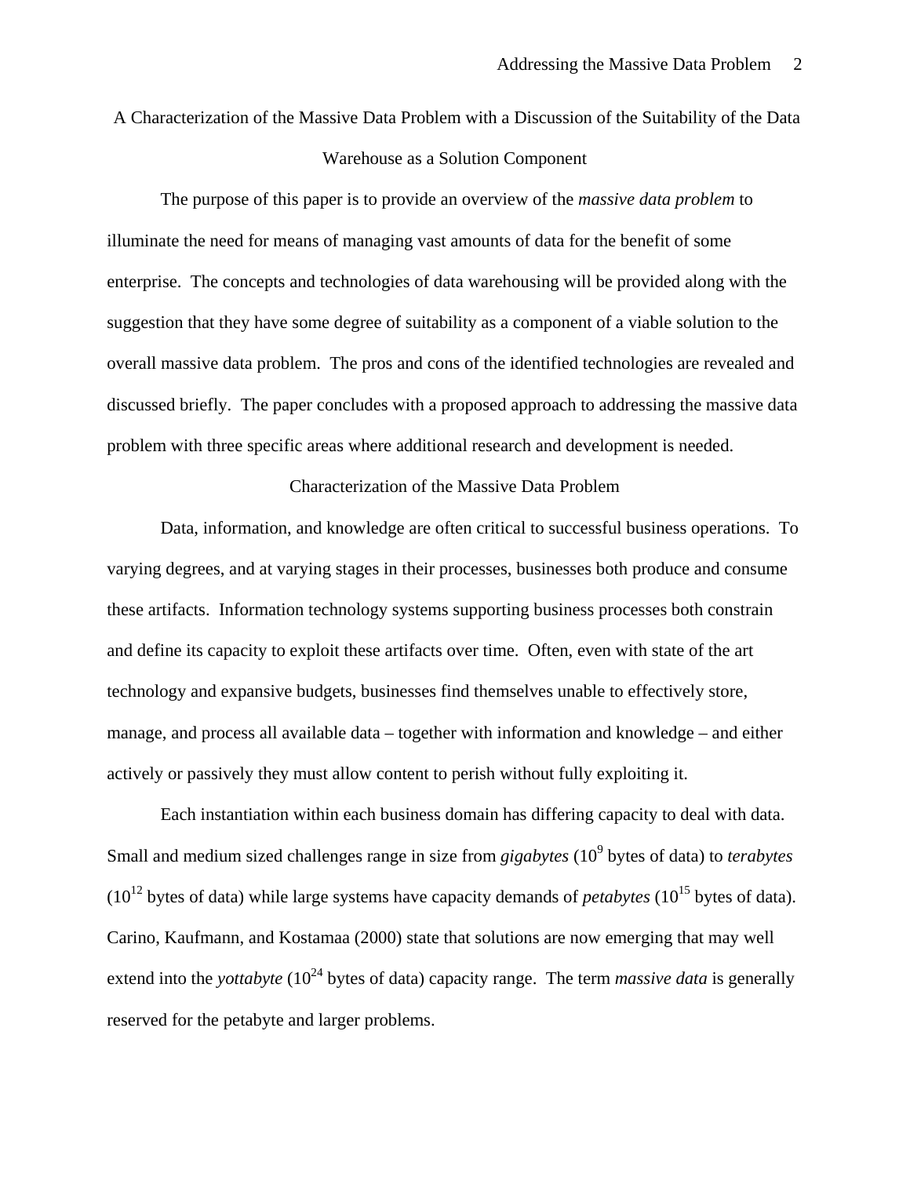# A Characterization of the Massive Data Problem with a Discussion of the Suitability of the Data Warehouse as a Solution Component

The purpose of this paper is to provide an overview of the *massive data problem* to illuminate the need for means of managing vast amounts of data for the benefit of some enterprise. The concepts and technologies of data warehousing will be provided along with the suggestion that they have some degree of suitability as a component of a viable solution to the overall massive data problem. The pros and cons of the identified technologies are revealed and discussed briefly. The paper concludes with a proposed approach to addressing the massive data problem with three specific areas where additional research and development is needed.

## Characterization of the Massive Data Problem

Data, information, and knowledge are often critical to successful business operations. To varying degrees, and at varying stages in their processes, businesses both produce and consume these artifacts. Information technology systems supporting business processes both constrain and define its capacity to exploit these artifacts over time. Often, even with state of the art technology and expansive budgets, businesses find themselves unable to effectively store, manage, and process all available data – together with information and knowledge – and either actively or passively they must allow content to perish without fully exploiting it.

Each instantiation within each business domain has differing capacity to deal with data. Small and medium sized challenges range in size from *gigabytes* ($10^9$ bytes of data) to *terabytes* ($10^{12}$ bytes of data) while large systems have capacity demands of *petabytes* ($10^{15}$ bytes of data). Carino, Kaufmann, and Kostamaa (2000) state that solutions are now emerging that may well extend into the *yottabyte* ($10^{24}$ bytes of data) capacity range. The term *massive data* is generally reserved for the petabyte and larger problems.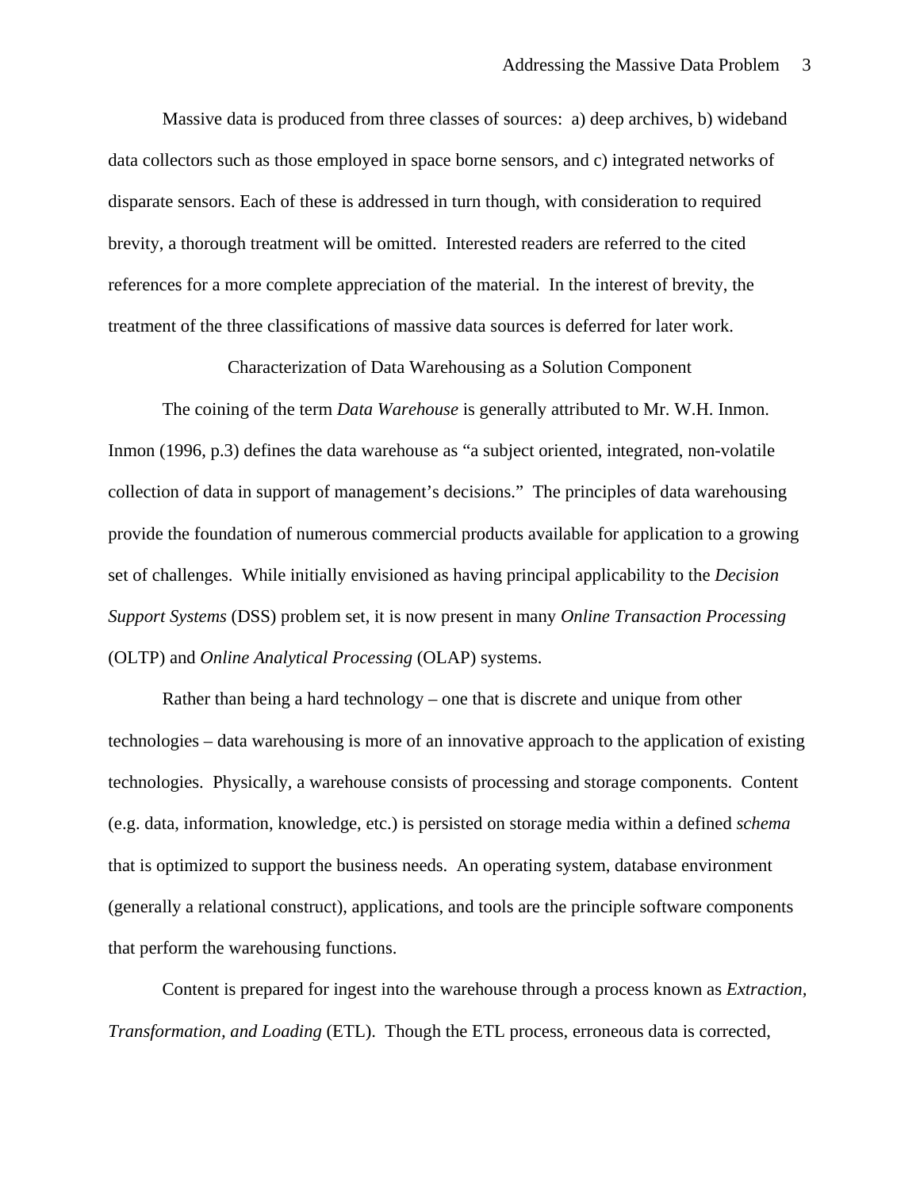Massive data is produced from three classes of sources: a) deep archives, b) wideband data collectors such as those employed in space borne sensors, and c) integrated networks of disparate sensors. Each of these is addressed in turn though, with consideration to required brevity, a thorough treatment will be omitted. Interested readers are referred to the cited references for a more complete appreciation of the material. In the interest of brevity, the treatment of the three classifications of massive data sources is deferred for later work.

## Characterization of Data Warehousing as a Solution Component

The coining of the term *Data Warehouse* is generally attributed to Mr. W.H. Inmon. Inmon (1996, p.3) defines the data warehouse as "a subject oriented, integrated, non-volatile collection of data in support of management's decisions." The principles of data warehousing provide the foundation of numerous commercial products available for application to a growing set of challenges. While initially envisioned as having principal applicability to the *Decision Support Systems* (DSS) problem set, it is now present in many *Online Transaction Processing* (OLTP) and *Online Analytical Processing* (OLAP) systems.

Rather than being a hard technology – one that is discrete and unique from other technologies – data warehousing is more of an innovative approach to the application of existing technologies. Physically, a warehouse consists of processing and storage components. Content (e.g. data, information, knowledge, etc.) is persisted on storage media within a defined *schema* that is optimized to support the business needs. An operating system, database environment (generally a relational construct), applications, and tools are the principle software components that perform the warehousing functions.

Content is prepared for ingest into the warehouse through a process known as *Extraction, Transformation, and Loading* (ETL). Though the ETL process, erroneous data is corrected,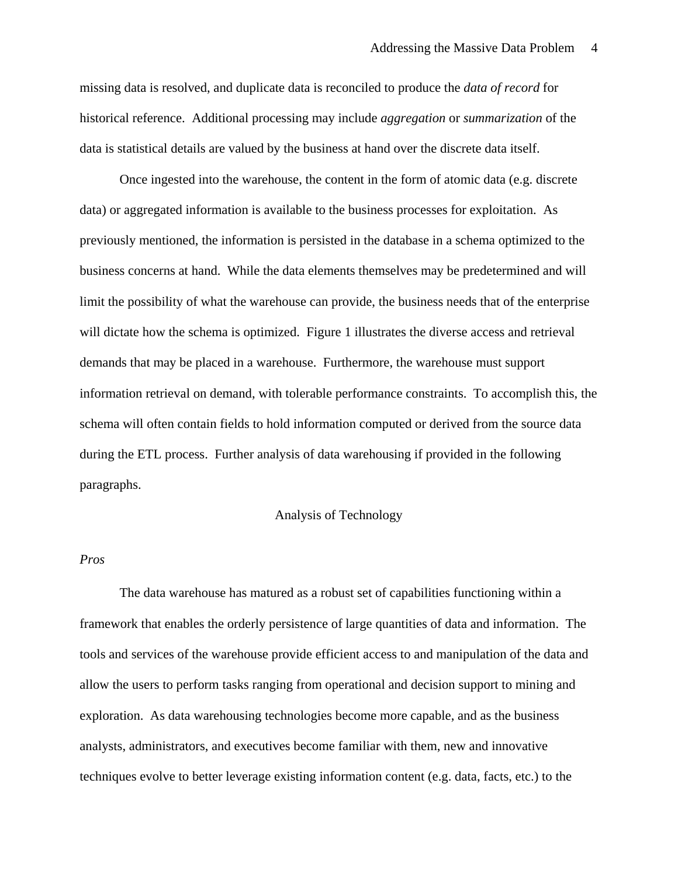missing data is resolved, and duplicate data is reconciled to produce the *data of record* for historical reference. Additional processing may include *aggregation* or *summarization* of the data is statistical details are valued by the business at hand over the discrete data itself.

Once ingested into the warehouse, the content in the form of atomic data (e.g. discrete data) or aggregated information is available to the business processes for exploitation. As previously mentioned, the information is persisted in the database in a schema optimized to the business concerns at hand. While the data elements themselves may be predetermined and will limit the possibility of what the warehouse can provide, the business needs that of the enterprise will dictate how the schema is optimized. Figure 1 illustrates the diverse access and retrieval demands that may be placed in a warehouse. Furthermore, the warehouse must support information retrieval on demand, with tolerable performance constraints. To accomplish this, the schema will often contain fields to hold information computed or derived from the source data during the ETL process. Further analysis of data warehousing if provided in the following paragraphs.

## Analysis of Technology

### *Pros*

The data warehouse has matured as a robust set of capabilities functioning within a framework that enables the orderly persistence of large quantities of data and information. The tools and services of the warehouse provide efficient access to and manipulation of the data and allow the users to perform tasks ranging from operational and decision support to mining and exploration. As data warehousing technologies become more capable, and as the business analysts, administrators, and executives become familiar with them, new and innovative techniques evolve to better leverage existing information content (e.g. data, facts, etc.) to the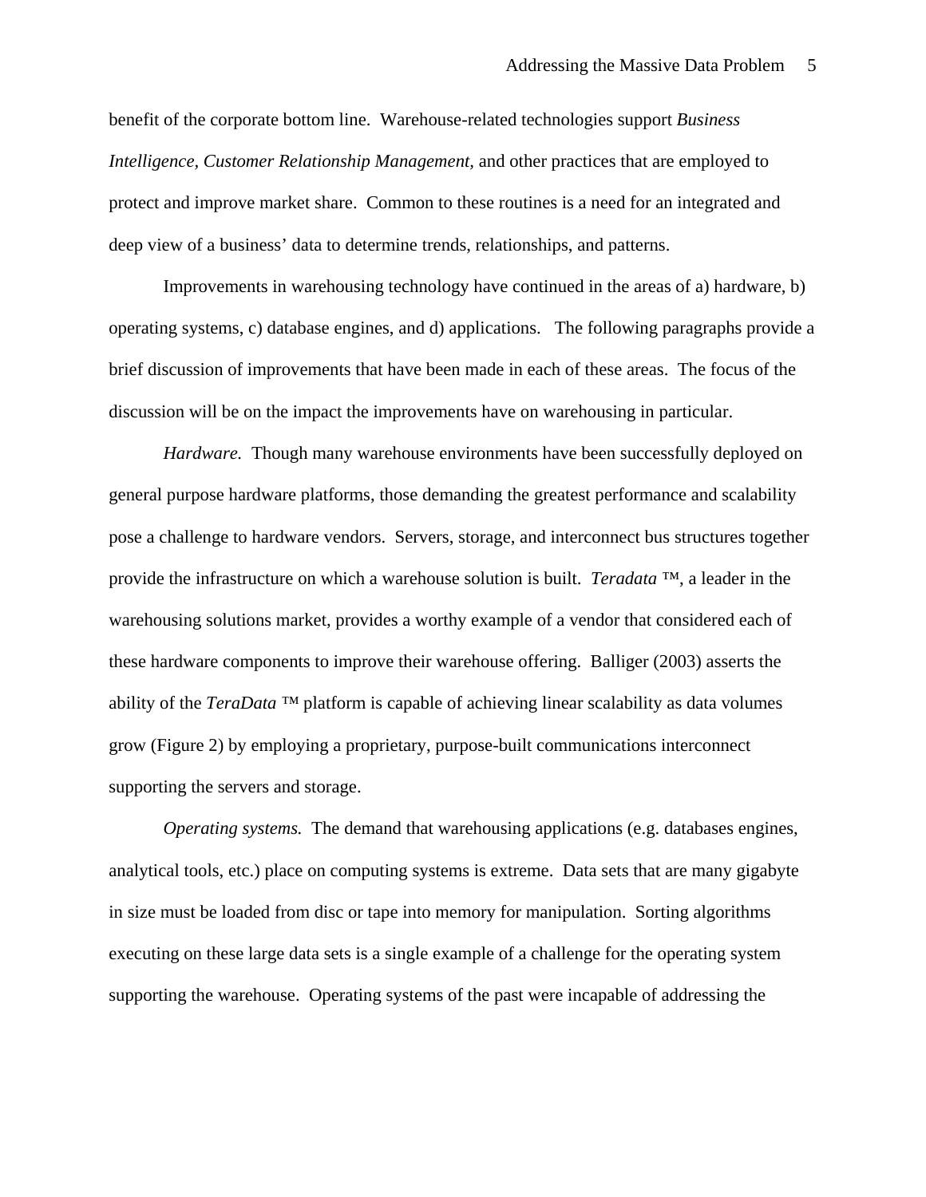benefit of the corporate bottom line. Warehouse-related technologies support *Business Intelligence, Customer Relationship Management,* and other practices that are employed to protect and improve market share. Common to these routines is a need for an integrated and deep view of a business' data to determine trends, relationships, and patterns.

Improvements in warehousing technology have continued in the areas of a) hardware, b) operating systems, c) database engines, and d) applications. The following paragraphs provide a brief discussion of improvements that have been made in each of these areas. The focus of the discussion will be on the impact the improvements have on warehousing in particular.

*Hardware.* Though many warehouse environments have been successfully deployed on general purpose hardware platforms, those demanding the greatest performance and scalability pose a challenge to hardware vendors. Servers, storage, and interconnect bus structures together provide the infrastructure on which a warehouse solution is built. *Teradata* ™, a leader in the warehousing solutions market, provides a worthy example of a vendor that considered each of these hardware components to improve their warehouse offering. Balliger (2003) asserts the ability of the *TeraData* ™ platform is capable of achieving linear scalability as data volumes grow (Figure 2) by employing a proprietary, purpose-built communications interconnect supporting the servers and storage.

*Operating systems.* The demand that warehousing applications (e.g. databases engines, analytical tools, etc.) place on computing systems is extreme. Data sets that are many gigabyte in size must be loaded from disc or tape into memory for manipulation. Sorting algorithms executing on these large data sets is a single example of a challenge for the operating system supporting the warehouse. Operating systems of the past were incapable of addressing the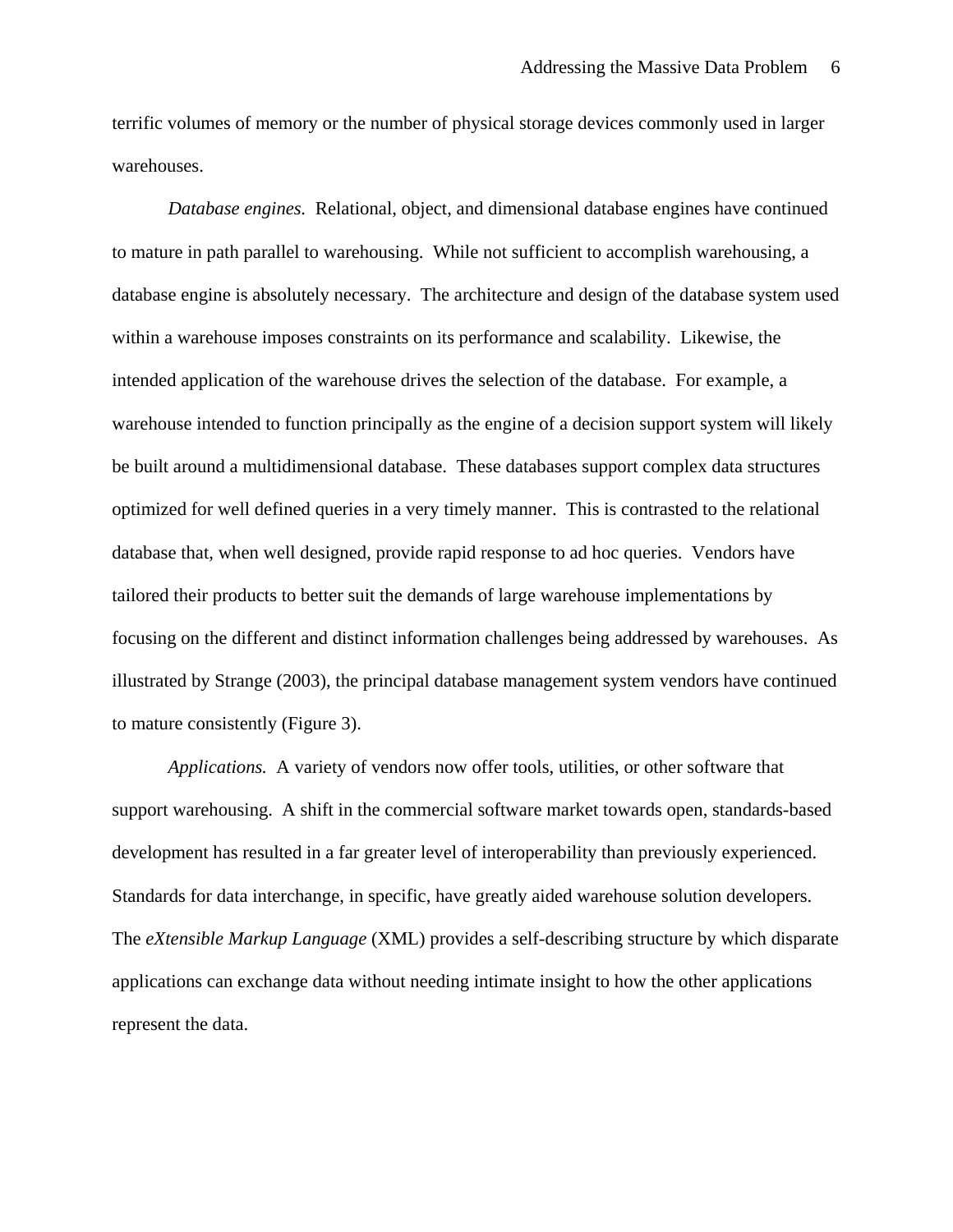terrific volumes of memory or the number of physical storage devices commonly used in larger warehouses.

*Database engines.* Relational, object, and dimensional database engines have continued to mature in path parallel to warehousing. While not sufficient to accomplish warehousing, a database engine is absolutely necessary. The architecture and design of the database system used within a warehouse imposes constraints on its performance and scalability. Likewise, the intended application of the warehouse drives the selection of the database. For example, a warehouse intended to function principally as the engine of a decision support system will likely be built around a multidimensional database. These databases support complex data structures optimized for well defined queries in a very timely manner. This is contrasted to the relational database that, when well designed, provide rapid response to ad hoc queries. Vendors have tailored their products to better suit the demands of large warehouse implementations by focusing on the different and distinct information challenges being addressed by warehouses. As illustrated by Strange (2003), the principal database management system vendors have continued to mature consistently (Figure 3).

*Applications.* A variety of vendors now offer tools, utilities, or other software that support warehousing. A shift in the commercial software market towards open, standards-based development has resulted in a far greater level of interoperability than previously experienced. Standards for data interchange, in specific, have greatly aided warehouse solution developers. The *eXtensible Markup Language* (XML) provides a self-describing structure by which disparate applications can exchange data without needing intimate insight to how the other applications represent the data.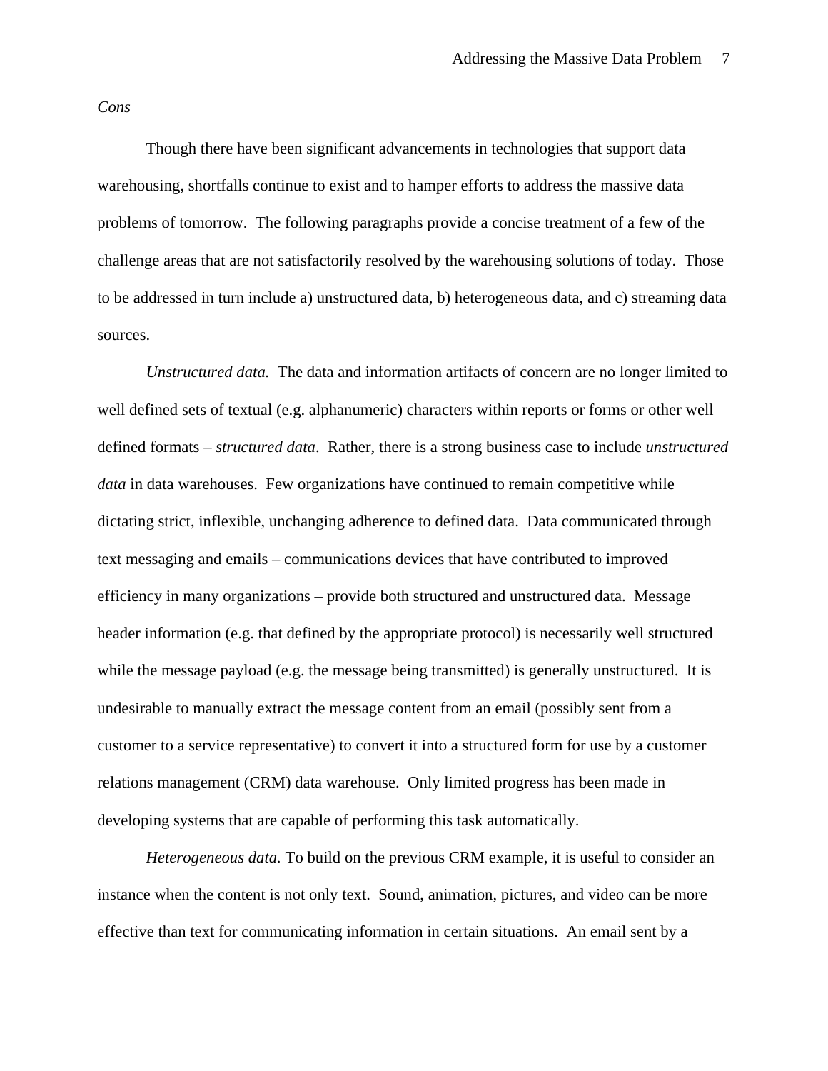*Cons*

Though there have been significant advancements in technologies that support data warehousing, shortfalls continue to exist and to hamper efforts to address the massive data problems of tomorrow. The following paragraphs provide a concise treatment of a few of the challenge areas that are not satisfactorily resolved by the warehousing solutions of today. Those to be addressed in turn include a) unstructured data, b) heterogeneous data, and c) streaming data sources.

*Unstructured data.* The data and information artifacts of concern are no longer limited to well defined sets of textual (e.g. alphanumeric) characters within reports or forms or other well defined formats – *structured data*. Rather, there is a strong business case to include *unstructured data* in data warehouses. Few organizations have continued to remain competitive while dictating strict, inflexible, unchanging adherence to defined data. Data communicated through text messaging and emails – communications devices that have contributed to improved efficiency in many organizations – provide both structured and unstructured data. Message header information (e.g. that defined by the appropriate protocol) is necessarily well structured while the message payload (e.g. the message being transmitted) is generally unstructured. It is undesirable to manually extract the message content from an email (possibly sent from a customer to a service representative) to convert it into a structured form for use by a customer relations management (CRM) data warehouse. Only limited progress has been made in developing systems that are capable of performing this task automatically.

*Heterogeneous data.* To build on the previous CRM example, it is useful to consider an instance when the content is not only text. Sound, animation, pictures, and video can be more effective than text for communicating information in certain situations. An email sent by a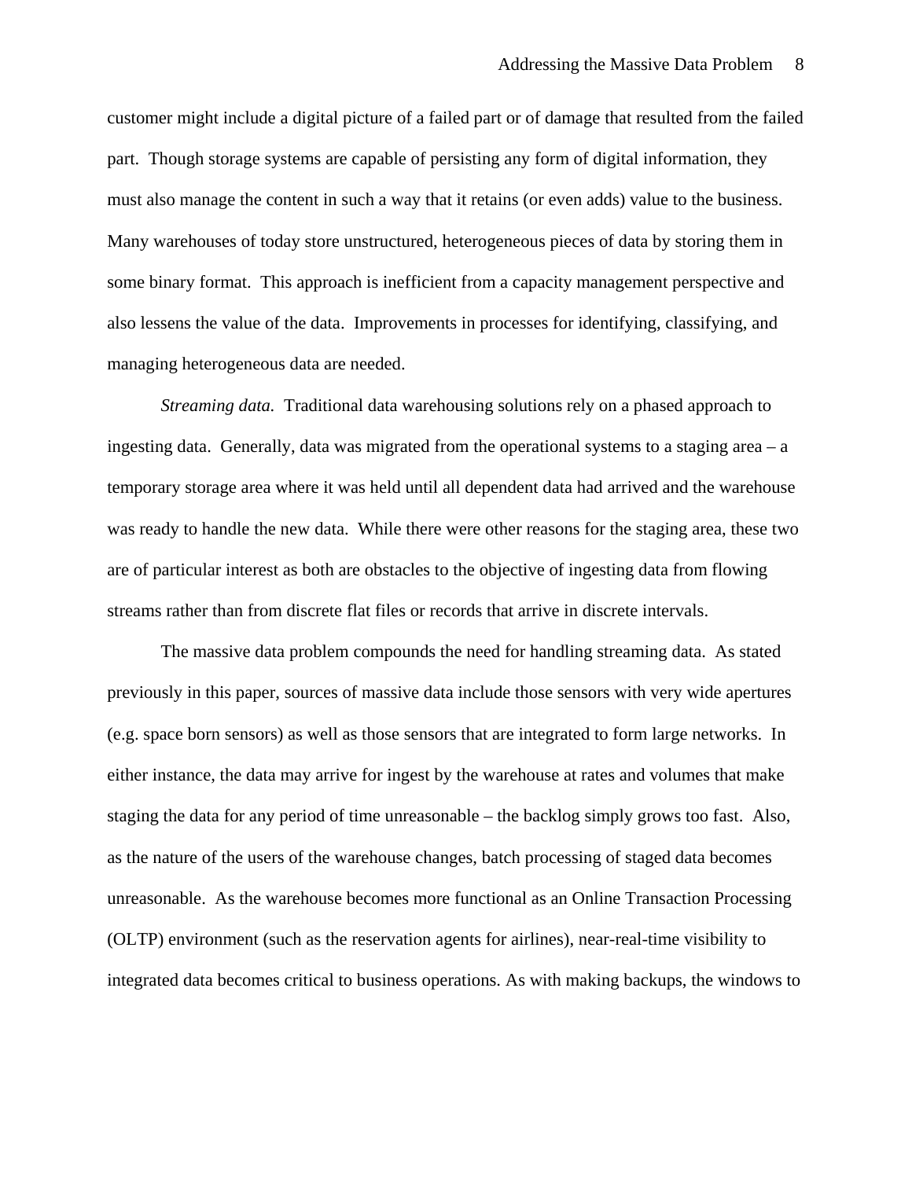customer might include a digital picture of a failed part or of damage that resulted from the failed part. Though storage systems are capable of persisting any form of digital information, they must also manage the content in such a way that it retains (or even adds) value to the business. Many warehouses of today store unstructured, heterogeneous pieces of data by storing them in some binary format. This approach is inefficient from a capacity management perspective and also lessens the value of the data. Improvements in processes for identifying, classifying, and managing heterogeneous data are needed.

*Streaming data.* Traditional data warehousing solutions rely on a phased approach to ingesting data. Generally, data was migrated from the operational systems to a staging area – a temporary storage area where it was held until all dependent data had arrived and the warehouse was ready to handle the new data. While there were other reasons for the staging area, these two are of particular interest as both are obstacles to the objective of ingesting data from flowing streams rather than from discrete flat files or records that arrive in discrete intervals.

The massive data problem compounds the need for handling streaming data. As stated previously in this paper, sources of massive data include those sensors with very wide apertures (e.g. space born sensors) as well as those sensors that are integrated to form large networks. In either instance, the data may arrive for ingest by the warehouse at rates and volumes that make staging the data for any period of time unreasonable – the backlog simply grows too fast. Also, as the nature of the users of the warehouse changes, batch processing of staged data becomes unreasonable. As the warehouse becomes more functional as an Online Transaction Processing (OLTP) environment (such as the reservation agents for airlines), near-real-time visibility to integrated data becomes critical to business operations. As with making backups, the windows to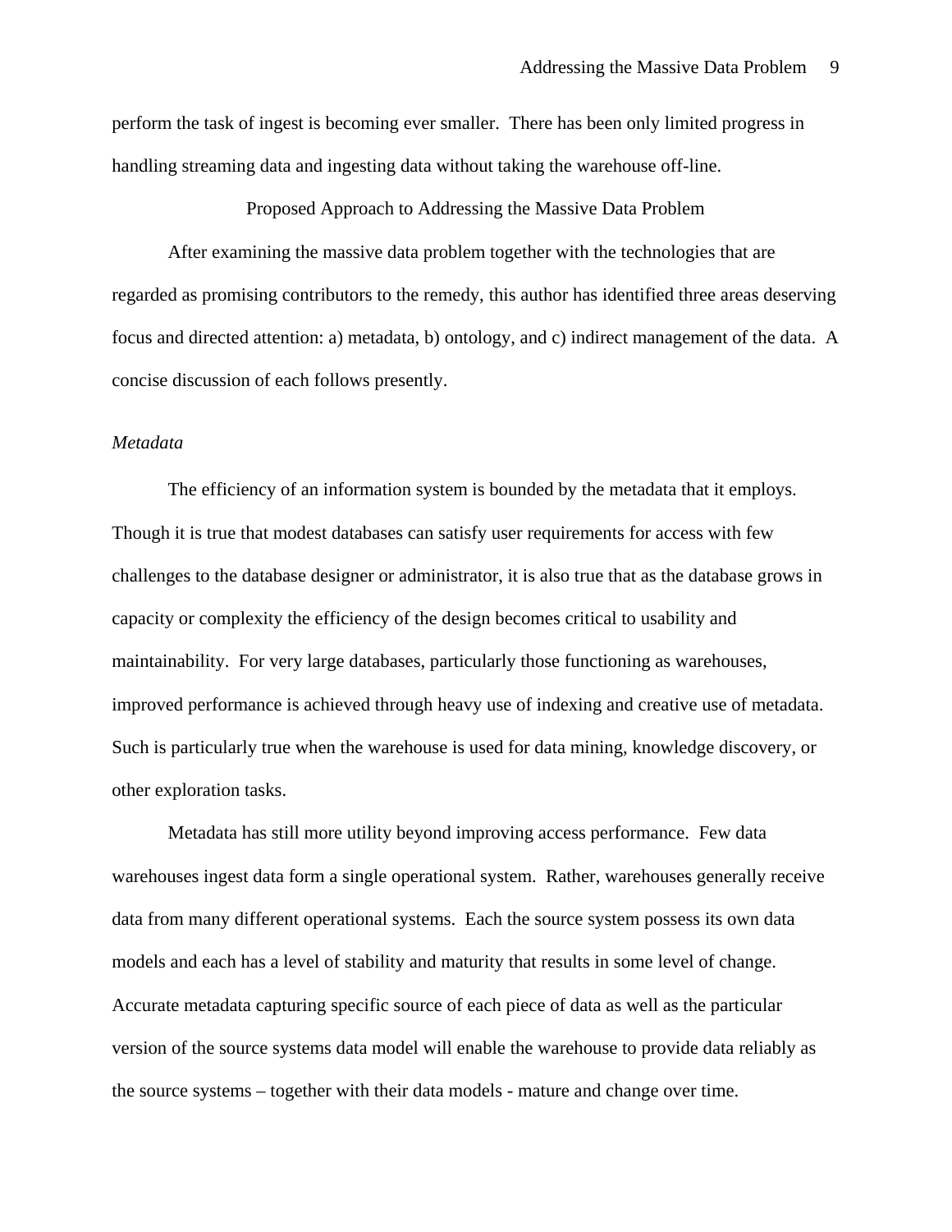perform the task of ingest is becoming ever smaller. There has been only limited progress in handling streaming data and ingesting data without taking the warehouse off-line.

## Proposed Approach to Addressing the Massive Data Problem

After examining the massive data problem together with the technologies that are regarded as promising contributors to the remedy, this author has identified three areas deserving focus and directed attention: a) metadata, b) ontology, and c) indirect management of the data. A concise discussion of each follows presently.

### *Metadata*

The efficiency of an information system is bounded by the metadata that it employs. Though it is true that modest databases can satisfy user requirements for access with few challenges to the database designer or administrator, it is also true that as the database grows in capacity or complexity the efficiency of the design becomes critical to usability and maintainability. For very large databases, particularly those functioning as warehouses, improved performance is achieved through heavy use of indexing and creative use of metadata. Such is particularly true when the warehouse is used for data mining, knowledge discovery, or other exploration tasks.

Metadata has still more utility beyond improving access performance. Few data warehouses ingest data form a single operational system. Rather, warehouses generally receive data from many different operational systems. Each the source system possess its own data models and each has a level of stability and maturity that results in some level of change. Accurate metadata capturing specific source of each piece of data as well as the particular version of the source systems data model will enable the warehouse to provide data reliably as the source systems – together with their data models - mature and change over time.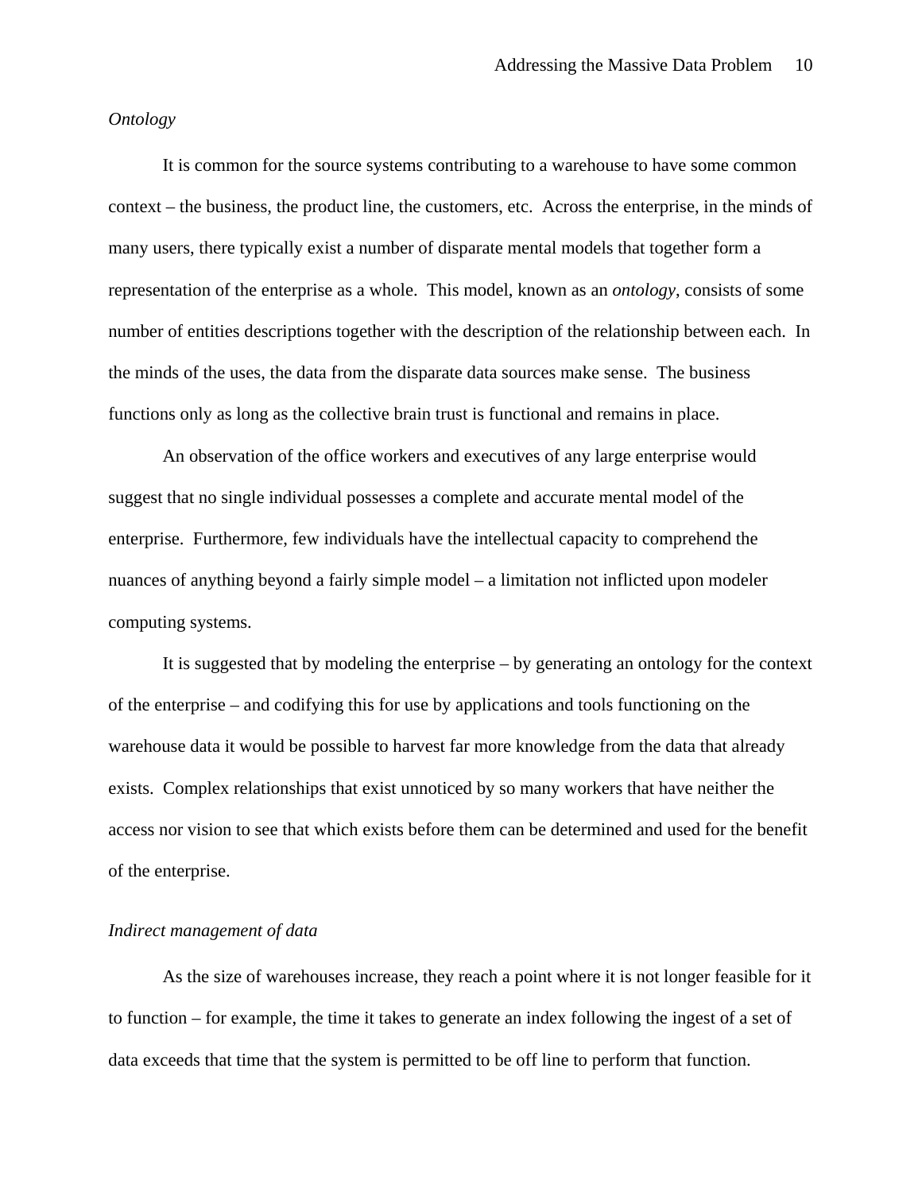*Ontology*

It is common for the source systems contributing to a warehouse to have some common context – the business, the product line, the customers, etc.  Across the enterprise, in the minds of many users, there typically exist a number of disparate mental models that together form a representation of the enterprise as a whole.  This model, known as an *ontology*, consists of some number of entities descriptions together with the description of the relationship between each.  In the minds of the uses, the data from the disparate data sources make sense.  The business functions only as long as the collective brain trust is functional and remains in place.

An observation of the office workers and executives of any large enterprise would suggest that no single individual possesses a complete and accurate mental model of the enterprise.  Furthermore, few individuals have the intellectual capacity to comprehend the nuances of anything beyond a fairly simple model – a limitation not inflicted upon modeler computing systems.

It is suggested that by modeling the enterprise – by generating an ontology for the context of the enterprise – and codifying this for use by applications and tools functioning on the warehouse data it would be possible to harvest far more knowledge from the data that already exists.  Complex relationships that exist unnoticed by so many workers that have neither the access nor vision to see that which exists before them can be determined and used for the benefit of the enterprise.

*Indirect management of data*

As the size of warehouses increase, they reach a point where it is not longer feasible for it to function – for example, the time it takes to generate an index following the ingest of a set of data exceeds that time that the system is permitted to be off line to perform that function.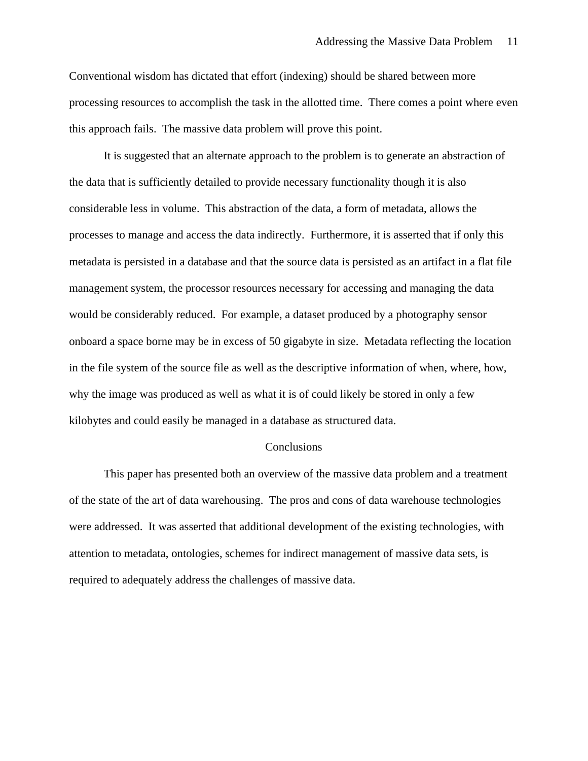Conventional wisdom has dictated that effort (indexing) should be shared between more processing resources to accomplish the task in the allotted time. There comes a point where even this approach fails. The massive data problem will prove this point.

It is suggested that an alternate approach to the problem is to generate an abstraction of the data that is sufficiently detailed to provide necessary functionality though it is also considerable less in volume. This abstraction of the data, a form of metadata, allows the processes to manage and access the data indirectly. Furthermore, it is asserted that if only this metadata is persisted in a database and that the source data is persisted as an artifact in a flat file management system, the processor resources necessary for accessing and managing the data would be considerably reduced. For example, a dataset produced by a photography sensor onboard a space borne may be in excess of 50 gigabyte in size. Metadata reflecting the location in the file system of the source file as well as the descriptive information of when, where, how, why the image was produced as well as what it is of could likely be stored in only a few kilobytes and could easily be managed in a database as structured data.

## Conclusions

This paper has presented both an overview of the massive data problem and a treatment of the state of the art of data warehousing. The pros and cons of data warehouse technologies were addressed. It was asserted that additional development of the existing technologies, with attention to metadata, ontologies, schemes for indirect management of massive data sets, is required to adequately address the challenges of massive data.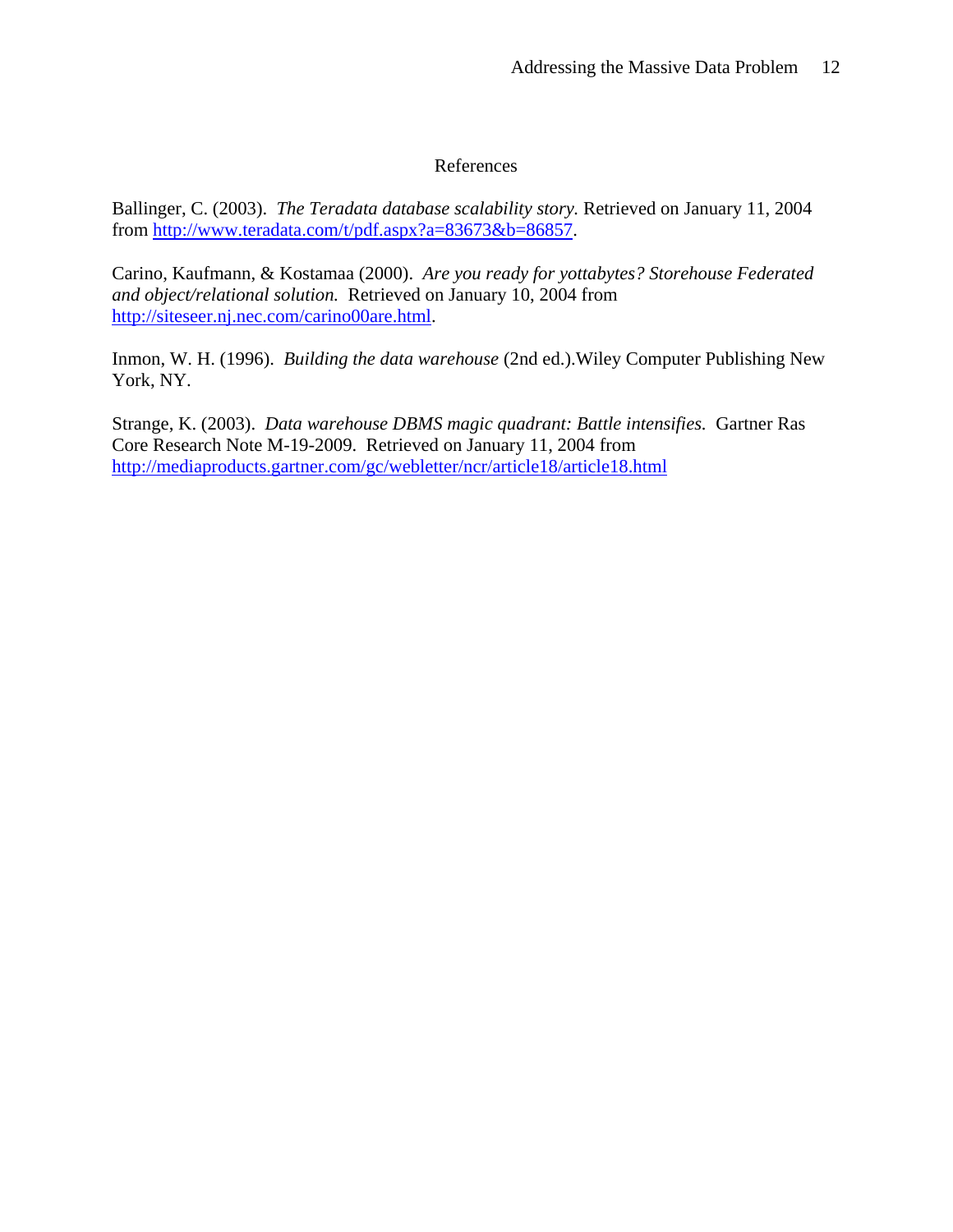# References

Ballinger, C. (2003). *The Teradata database scalability story.* Retrieved on January 11, 2004 from http://www.teradata.com/t/pdf.aspx?a=83673&b=86857.

Carino, Kaufmann, & Kostamaa (2000). *Are you ready for yottabytes? Storehouse Federated and object/relational solution.* Retrieved on January 10, 2004 from http://siteseer.nj.nec.com/carino00are.html.

Inmon, W. H. (1996). *Building the data warehouse* (2nd ed.).Wiley Computer Publishing New York, NY.

Strange, K. (2003). *Data warehouse DBMS magic quadrant: Battle intensifies*. Gartner Ras Core Research Note M-19-2009. Retrieved on January 11, 2004 from http://mediaproducts.gartner.com/gc/webletter/ncr/article18/article18.html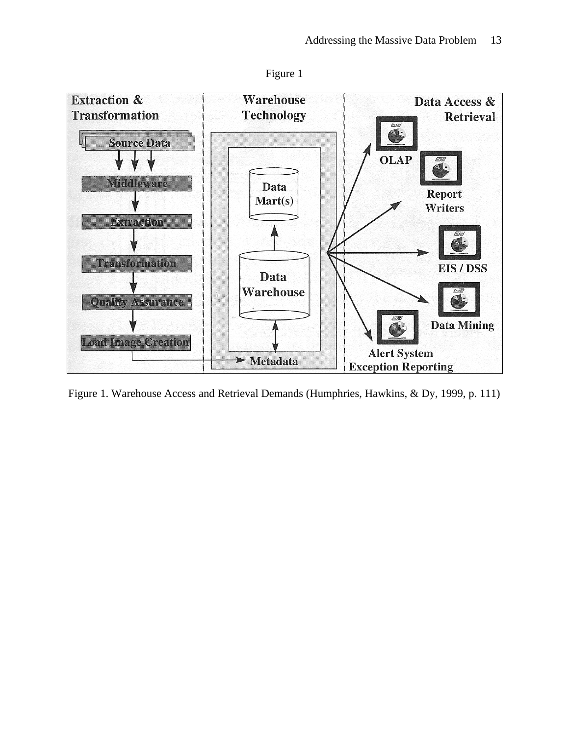Figure 1

Figure 1. Warehouse Access and Retrieval Demands (Humphries, Hawkins, & Dy, 1999, p. 111)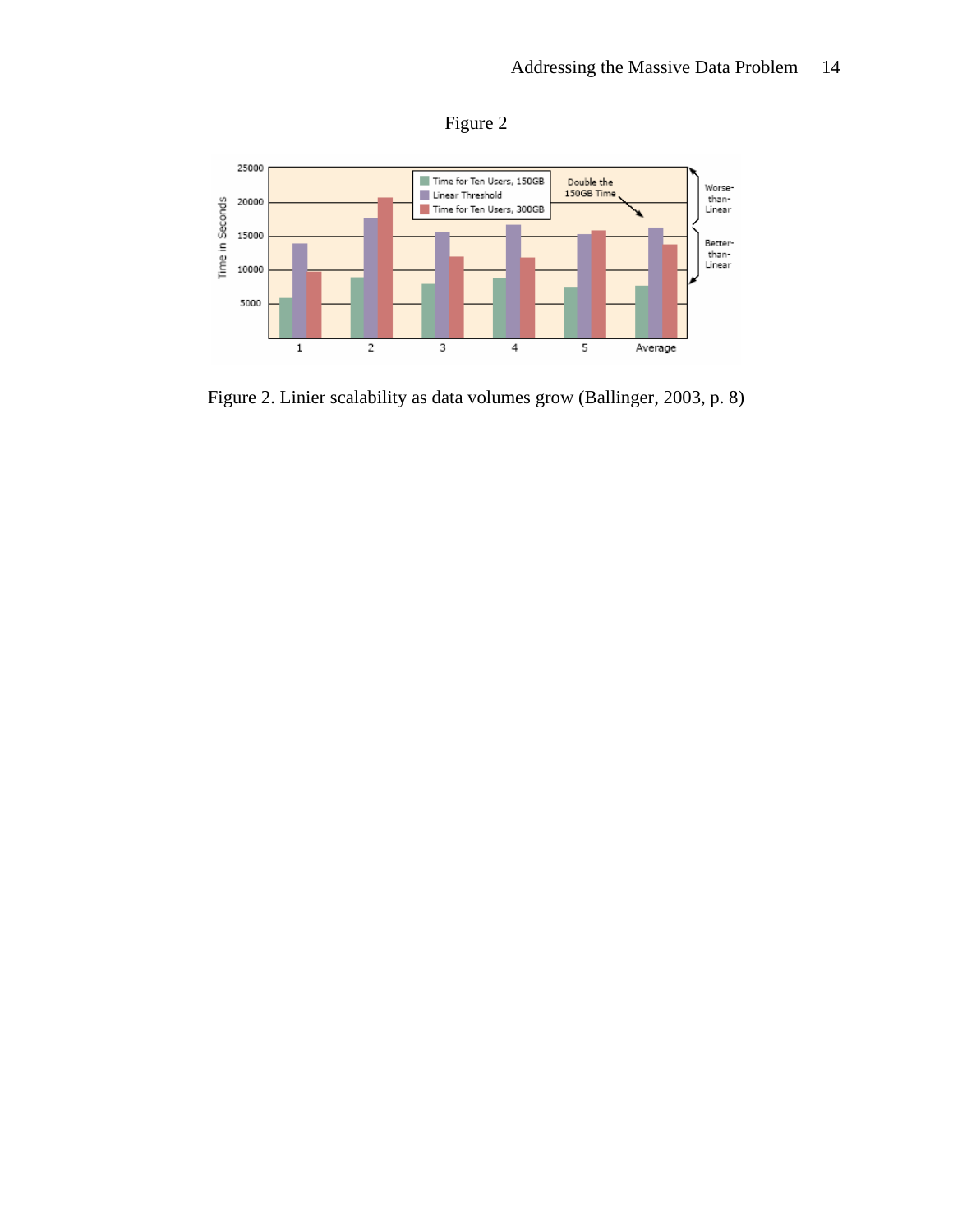Figure 2

Figure 2. Linier scalability as data volumes grow (Ballinger, 2003, p. 8)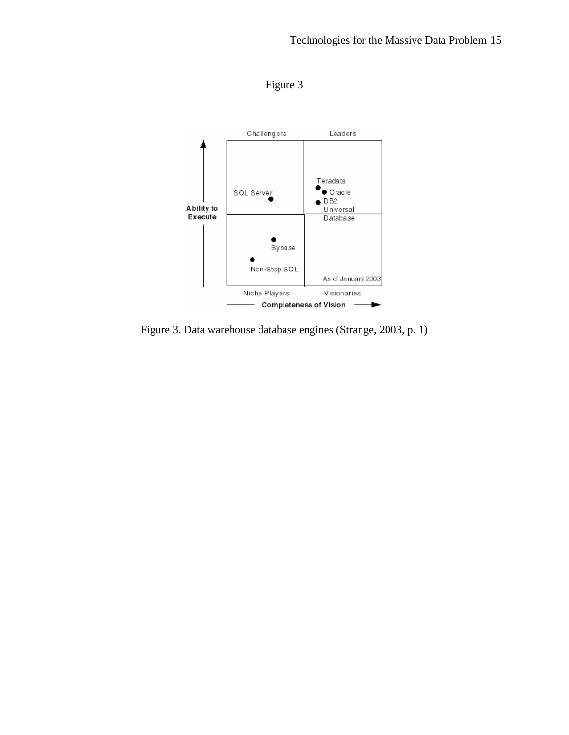Figure 3

Challengers

Leaders

Teradata

SQL Server

Oracle

DB2 Universal Database

Ability to Execute

Sybase

Non-Stop SQL

As of January 2003

Niche Players

Visionaries

Completeness of Vision

Figure 3. Data warehouse database engines (Strange, 2003, p. 1)